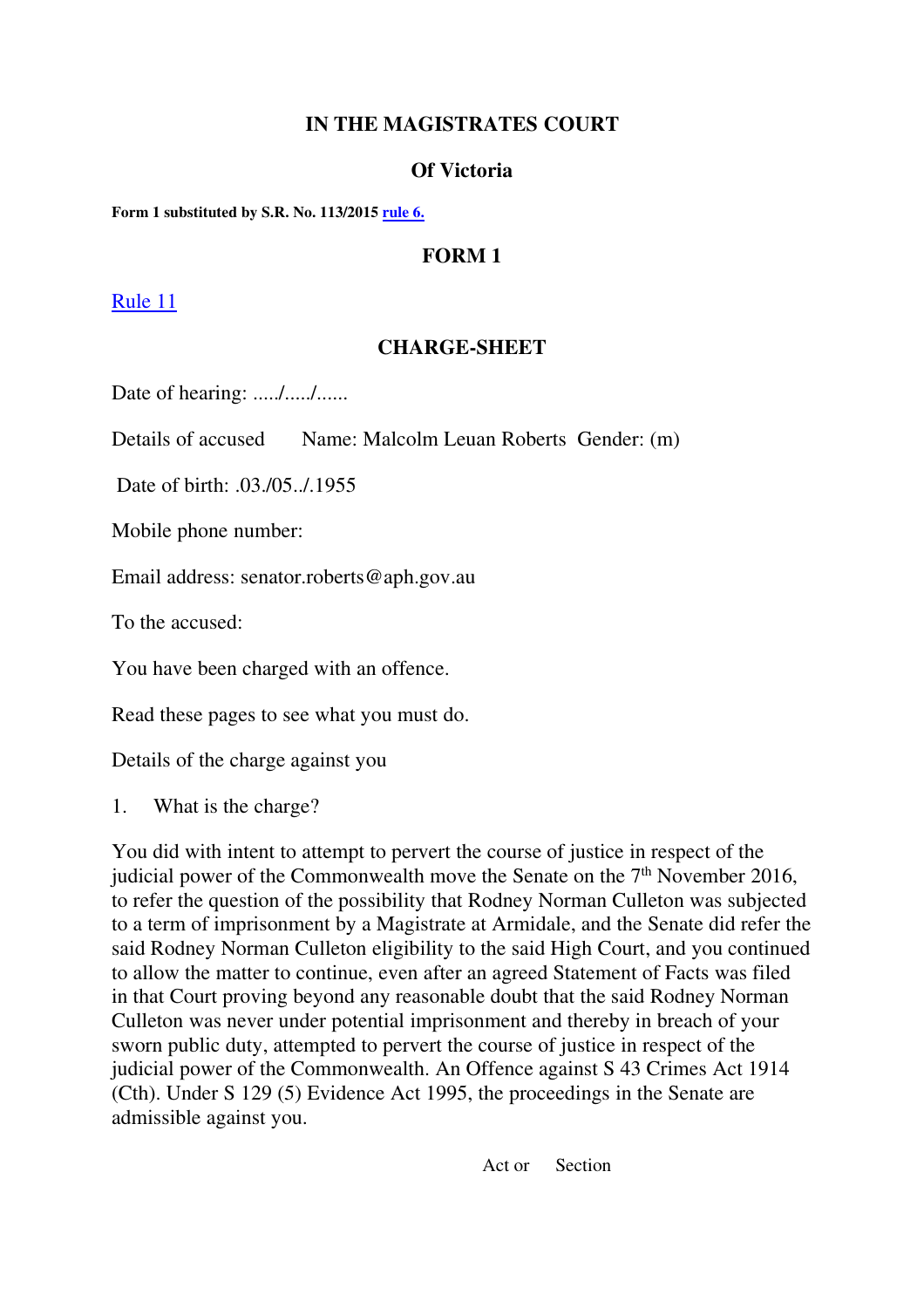**IN THE MAGISTRATES COURT**

**Of Victoria**

**Form 1 substituted by S.R. No. 113/2015 rule 6.**

**FORM 1**

Rule 11

**CHARGE-SHEET**

Date of hearing: ...../...../......

Details of accused Name: Malcolm Leuan Roberts Gender: (m)

Date of birth: .03./05../.1955

Mobile phone number:

Email address: senator.roberts@aph.gov.au

To the accused:

You have been charged with an offence.

Read these pages to see what you must do.

Details of the charge against you

1. What is the charge?

You did with intent to attempt to pervert the course of justice in respect of the judicial power of the Commonwealth move the Senate on the 7th November 2016, to refer the question of the possibility that Rodney Norman Culleton was subjected to a term of imprisonment by a Magistrate at Armidale, and the Senate did refer the said Rodney Norman Culleton eligibility to the said High Court, and you continued to allow the matter to continue, even after an agreed Statement of Facts was filed in that Court proving beyond any reasonable doubt that the said Rodney Norman Culleton was never under potential imprisonment and thereby in breach of your sworn public duty, attempted to pervert the course of justice in respect of the judicial power of the Commonwealth. An Offence against S 43 Crimes Act 1914 (Cth). Under S 129 (5) Evidence Act 1995, the proceedings in the Senate are admissible against you.

Act or Section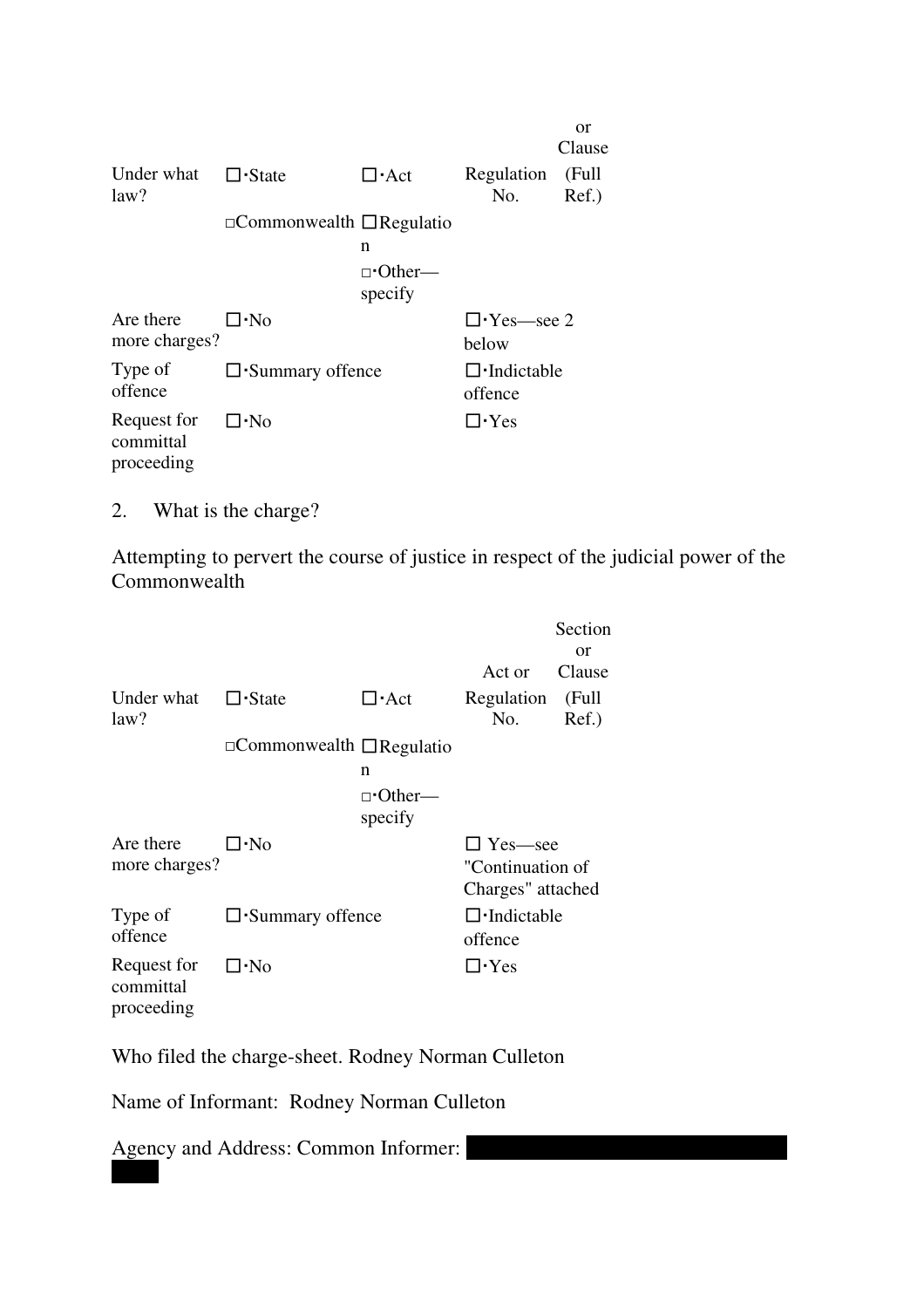| | | | | or Clause |
|---|---|---|---|---|
| Under what law? | ☐·State | ☐·Act | Regulation No. | (Full Ref.) |
| | □Commonwealth | ☐Regulation | | |
| | | □·Other—specify | | |
| Are there more charges? | ☐·No | | ☐·Yes—see 2 below | |
| Type of offence | ☐·Summary offence | | ☐·Indictable offence | |
| Request for committal proceeding | ☐·No | | ☐·Yes | |

2. What is the charge?

Attempting to pervert the course of justice in respect of the judicial power of the Commonwealth

| | | | Act or | Section or Clause |
|---|---|---|---|---|
| Under what law? | ☐·State | ☐·Act | Regulation No. | (Full Ref.) |
| | □Commonwealth | ☐Regulation | | |
| | | □·Other—specify | | |
| Are there more charges? | ☐·No | | ☐ Yes—see "Continuation of Charges" attached | |
| Type of offence | ☐·Summary offence | | ☐·Indictable offence | |
| Request for committal proceeding | ☐·No | | ☐·Yes | |

Who filed the charge-sheet. Rodney Norman Culleton

Name of Informant: Rodney Norman Culleton

Agency and Address: Common Informer: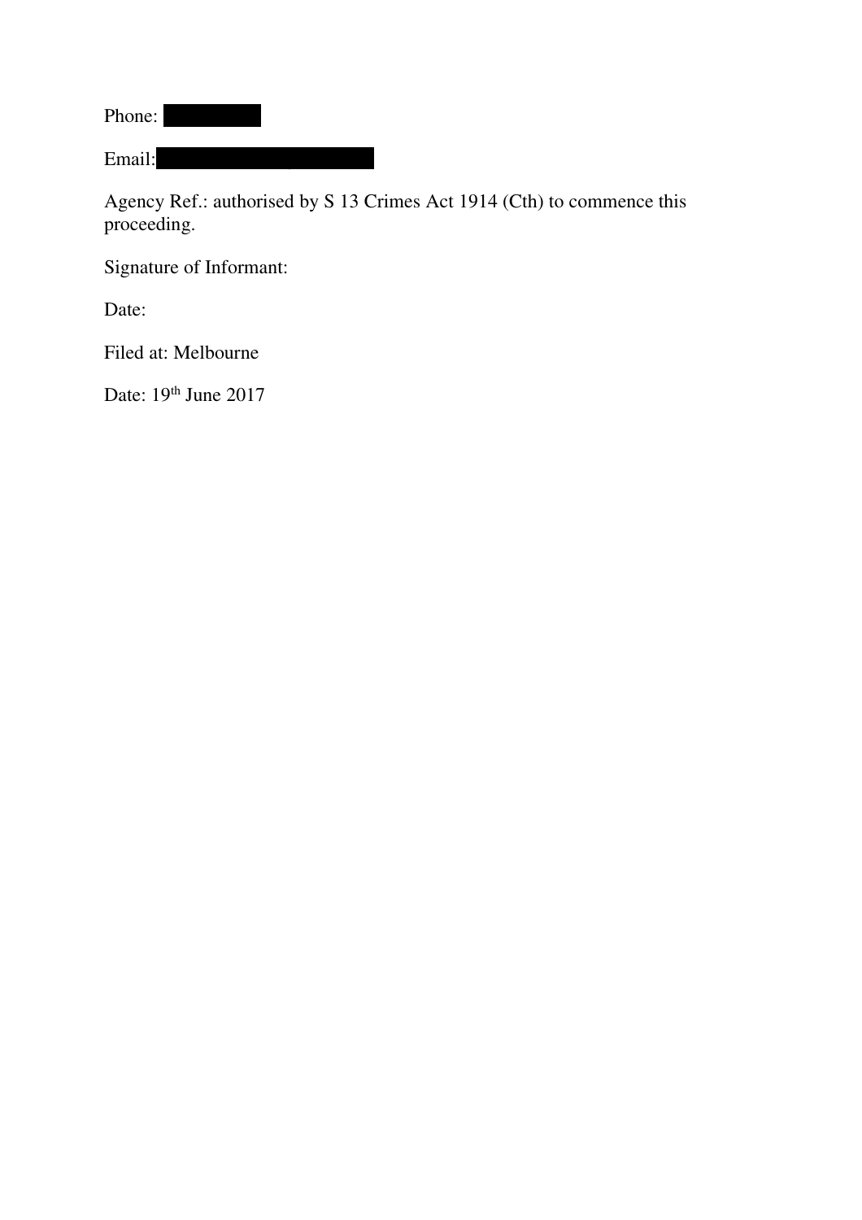Phone: ██████

Email: ████████████████

Agency Ref.: authorised by S 13 Crimes Act 1914 (Cth) to commence this proceeding.

Signature of Informant:

Date:

Filed at: Melbourne

Date: 19th June 2017